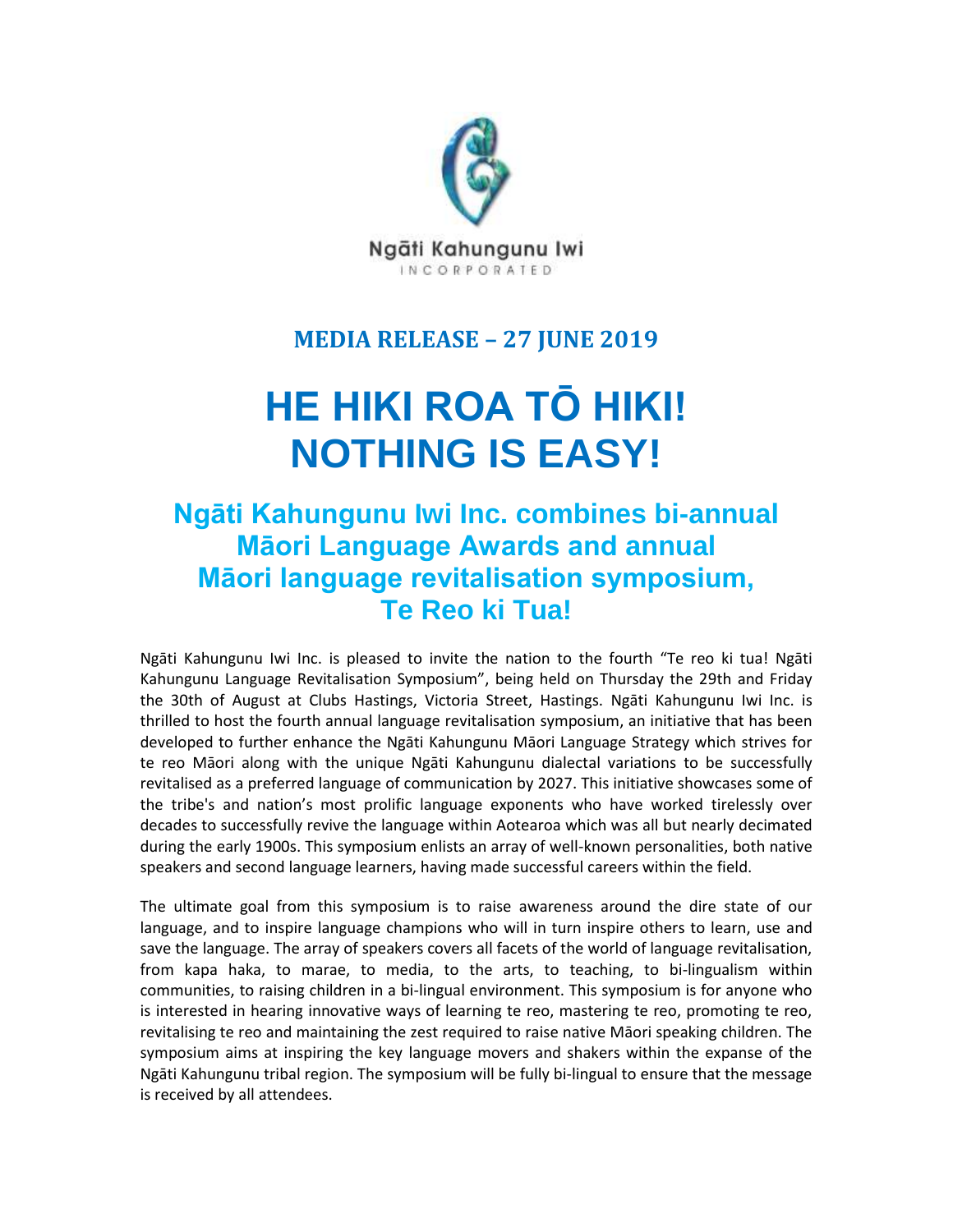Ngāti Kahungunu Iwi

INCORPORATED

## MEDIA RELEASE – 27 JUNE 2019

# HE HIKI ROA TŌ HIKI!
# NOTHING IS EASY!

## Ngāti Kahungunu Iwi Inc. combines bi-annual Māori Language Awards and annual Māori language revitalisation symposium, Te Reo ki Tua!

Ngāti Kahungunu Iwi Inc. is pleased to invite the nation to the fourth "Te reo ki tua! Ngāti Kahungunu Language Revitalisation Symposium", being held on Thursday the 29th and Friday the 30th of August at Clubs Hastings, Victoria Street, Hastings. Ngāti Kahungunu Iwi Inc. is thrilled to host the fourth annual language revitalisation symposium, an initiative that has been developed to further enhance the Ngāti Kahungunu Māori Language Strategy which strives for te reo Māori along with the unique Ngāti Kahungunu dialectal variations to be successfully revitalised as a preferred language of communication by 2027. This initiative showcases some of the tribe's and nation's most prolific language exponents who have worked tirelessly over decades to successfully revive the language within Aotearoa which was all but nearly decimated during the early 1900s. This symposium enlists an array of well-known personalities, both native speakers and second language learners, having made successful careers within the field.

The ultimate goal from this symposium is to raise awareness around the dire state of our language, and to inspire language champions who will in turn inspire others to learn, use and save the language. The array of speakers covers all facets of the world of language revitalisation, from kapa haka, to marae, to media, to the arts, to teaching, to bi-lingualism within communities, to raising children in a bi-lingual environment. This symposium is for anyone who is interested in hearing innovative ways of learning te reo, mastering te reo, promoting te reo, revitalising te reo and maintaining the zest required to raise native Māori speaking children. The symposium aims at inspiring the key language movers and shakers within the expanse of the Ngāti Kahungunu tribal region. The symposium will be fully bi-lingual to ensure that the message is received by all attendees.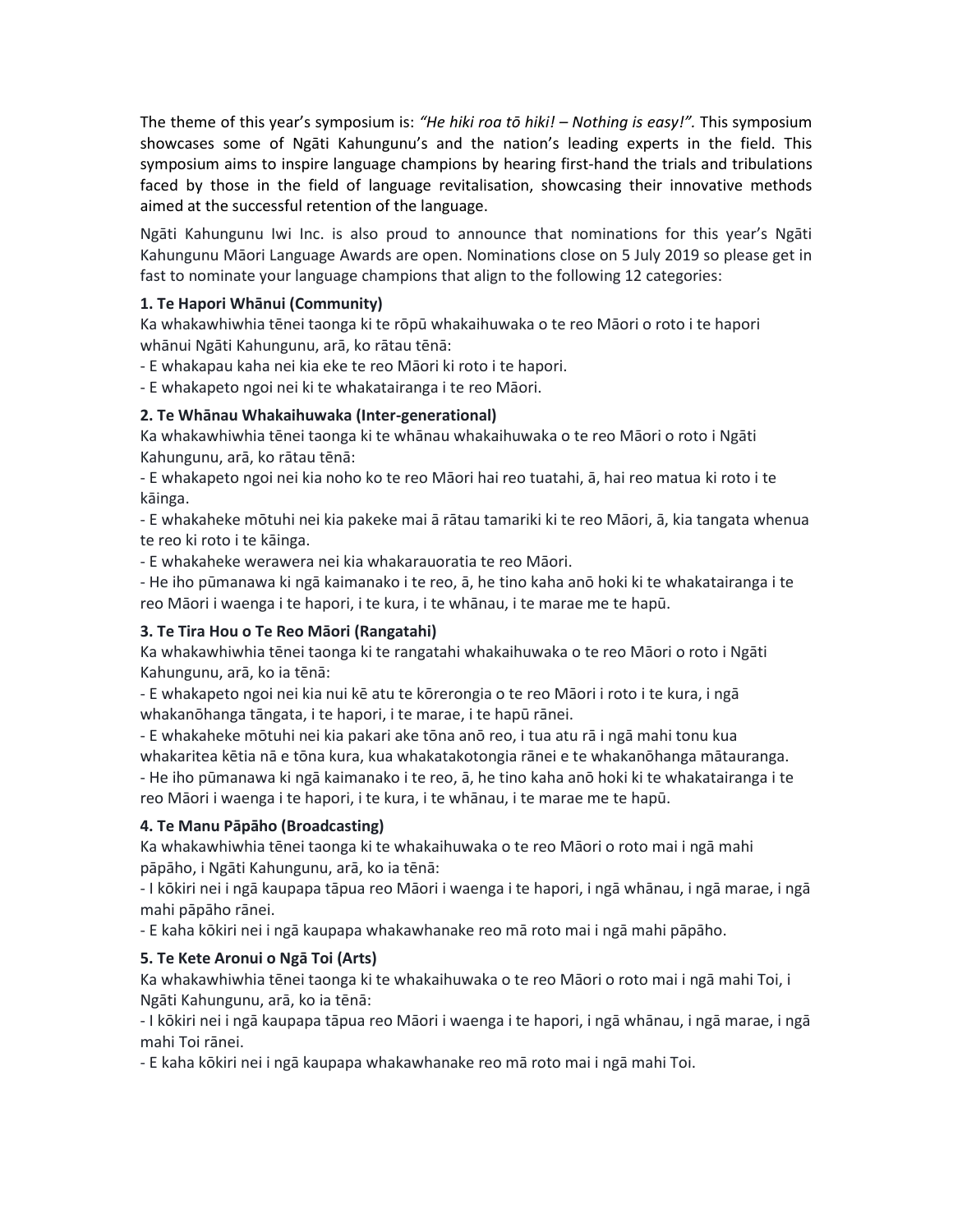The theme of this year's symposium is: *"He hiki roa tō hiki! – Nothing is easy!"*. This symposium showcases some of Ngāti Kahungunu's and the nation's leading experts in the field. This symposium aims to inspire language champions by hearing first-hand the trials and tribulations faced by those in the field of language revitalisation, showcasing their innovative methods aimed at the successful retention of the language.

Ngāti Kahungunu Iwi Inc. is also proud to announce that nominations for this year's Ngāti Kahungunu Māori Language Awards are open. Nominations close on 5 July 2019 so please get in fast to nominate your language champions that align to the following 12 categories:

**1. Te Hapori Whānui (Community)**

Ka whakawhiwhia tēnei taonga ki te rōpū whakaihuwaka o te reo Māori o roto i te hapori whānui Ngāti Kahungunu, arā, ko rātau tēnā:

- E whakapau kaha nei kia eke te reo Māori ki roto i te hapori.
- E whakapeto ngoi nei ki te whakatairanga i te reo Māori.

**2. Te Whānau Whakaihuwaka (Inter-generational)**

Ka whakawhiwhia tēnei taonga ki te whānau whakaihuwaka o te reo Māori o roto i Ngāti Kahungunu, arā, ko rātau tēnā:

- E whakapeto ngoi nei kia noho ko te reo Māori hai reo tuatahi, ā, hai reo matua ki roto i te kāinga.
- E whakaheke mōtuhi nei kia pakeke mai ā rātau tamariki ki te reo Māori, ā, kia tangata whenua te reo ki roto i te kāinga.
- E whakaheke werawera nei kia whakarauoratia te reo Māori.
- He iho pūmanawa ki ngā kaimanako i te reo, ā, he tino kaha anō hoki ki te whakatairanga i te reo Māori i waenga i te hapori, i te kura, i te whānau, i te marae me te hapū.

**3. Te Tira Hou o Te Reo Māori (Rangatahi)**

Ka whakawhiwhia tēnei taonga ki te rangatahi whakaihuwaka o te reo Māori o roto i Ngāti Kahungunu, arā, ko ia tēnā:

- E whakapeto ngoi nei kia nui kē atu te kōrerongia o te reo Māori i roto i te kura, i ngā whakanōhanga tāngata, i te hapori, i te marae, i te hapū rānei.
- E whakaheke mōtuhi nei kia pakari ake tōna anō reo, i tua atu rā i ngā mahi tonu kua whakaritea kētia nā e tōna kura, kua whakatakotongia rānei e te whakanōhanga mātauranga.
- He iho pūmanawa ki ngā kaimanako i te reo, ā, he tino kaha anō hoki ki te whakatairanga i te reo Māori i waenga i te hapori, i te kura, i te whānau, i te marae me te hapū.

**4. Te Manu Pāpāho (Broadcasting)**

Ka whakawhiwhia tēnei taonga ki te whakaihuwaka o te reo Māori o roto mai i ngā mahi pāpāho, i Ngāti Kahungunu, arā, ko ia tēnā:

- I kōkiri nei i ngā kaupapa tāpua reo Māori i waenga i te hapori, i ngā whānau, i ngā marae, i ngā mahi pāpāho rānei.
- E kaha kōkiri nei i ngā kaupapa whakawhanake reo mā roto mai i ngā mahi pāpāho.

**5. Te Kete Aronui o Ngā Toi (Arts)**

Ka whakawhiwhia tēnei taonga ki te whakaihuwaka o te reo Māori o roto mai i ngā mahi Toi, i Ngāti Kahungunu, arā, ko ia tēnā:

- I kōkiri nei i ngā kaupapa tāpua reo Māori i waenga i te hapori, i ngā whānau, i ngā marae, i ngā mahi Toi rānei.
- E kaha kōkiri nei i ngā kaupapa whakawhanake reo mā roto mai i ngā mahi Toi.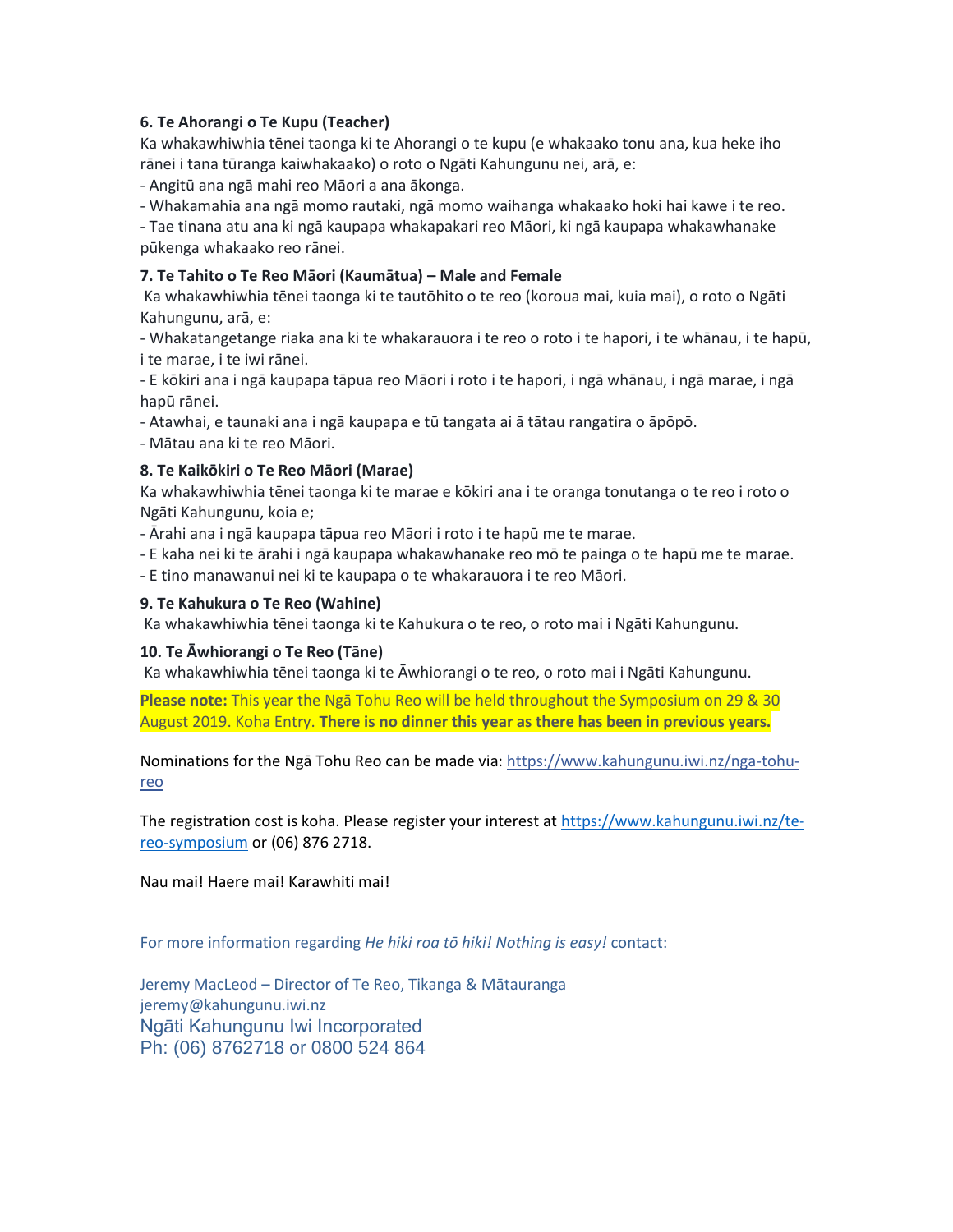**6. Te Ahorangi o Te Kupu (Teacher)**

Ka whakawhiwhia tēnei taonga ki te Ahorangi o te kupu (e whakaako tonu ana, kua heke iho rānei i tana tūranga kaiwhakaako) o roto o Ngāti Kahungunu nei, arā, e:

- Angitū ana ngā mahi reo Māori a ana ākonga.
- Whakamahia ana ngā momo rautaki, ngā momo waihanga whakaako hoki hai kawe i te reo.
- Tae tinana atu ana ki ngā kaupapa whakapakari reo Māori, ki ngā kaupapa whakawhanake pūkenga whakaako reo rānei.

**7. Te Tahito o Te Reo Māori (Kaumātua) – Male and Female**

Ka whakawhiwhia tēnei taonga ki te tautōhito o te reo (koroua mai, kuia mai), o roto o Ngāti Kahungunu, arā, e:

- Whakatangetange riaka ana ki te whakarauora i te reo o roto i te hapori, i te whānau, i te hapū, i te marae, i te iwi rānei.
- E kōkiri ana i ngā kaupapa tāpua reo Māori i roto i te hapori, i ngā whānau, i ngā marae, i ngā hapū rānei.
- Atawhai, e taunaki ana i ngā kaupapa e tū tangata ai ā tātau rangatira o āpōpō.
- Mātau ana ki te reo Māori.

**8. Te Kaikōkiri o Te Reo Māori (Marae)**

Ka whakawhiwhia tēnei taonga ki te marae e kōkiri ana i te oranga tonutanga o te reo i roto o Ngāti Kahungunu, koia e;

- Ārahi ana i ngā kaupapa tāpua reo Māori i roto i te hapū me te marae.
- E kaha nei ki te ārahi i ngā kaupapa whakawhanake reo mō te painga o te hapū me te marae.
- E tino manawanui nei ki te kaupapa o te whakarauora i te reo Māori.

**9. Te Kahukura o Te Reo (Wahine)**

Ka whakawhiwhia tēnei taonga ki te Kahukura o te reo, o roto mai i Ngāti Kahungunu.

**10. Te Āwhiorangi o Te Reo (Tāne)**

Ka whakawhiwhia tēnei taonga ki te Āwhiorangi o te reo, o roto mai i Ngāti Kahungunu.

**Please note:** This year the Ngā Tohu Reo will be held throughout the Symposium on 29 & 30 August 2019. Koha Entry. **There is no dinner this year as there has been in previous years.**

Nominations for the Ngā Tohu Reo can be made via: https://www.kahungunu.iwi.nz/nga-tohu-reo

The registration cost is koha. Please register your interest at https://www.kahungunu.iwi.nz/te-reo-symposium or (06) 876 2718.

Nau mai! Haere mai! Karawhiti mai!

For more information regarding *He hiki roa tō hiki! Nothing is easy!* contact:

Jeremy MacLeod – Director of Te Reo, Tikanga & Mātauranga
jeremy@kahungunu.iwi.nz
Ngāti Kahungunu Iwi Incorporated
Ph: (06) 8762718 or 0800 524 864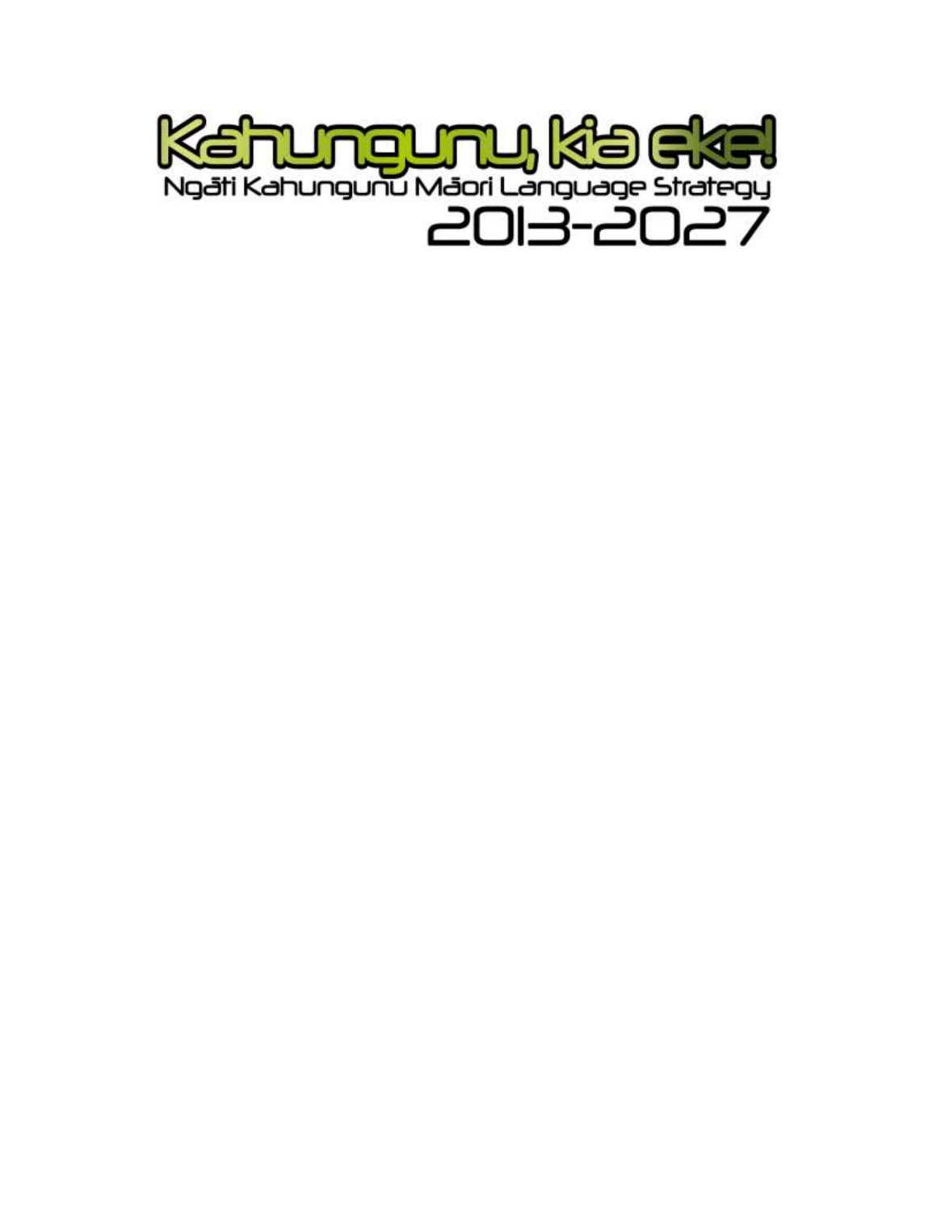# Kahungunu, kia eke!

Ngāti Kahungunu Māori Language Strategy

2013-2027